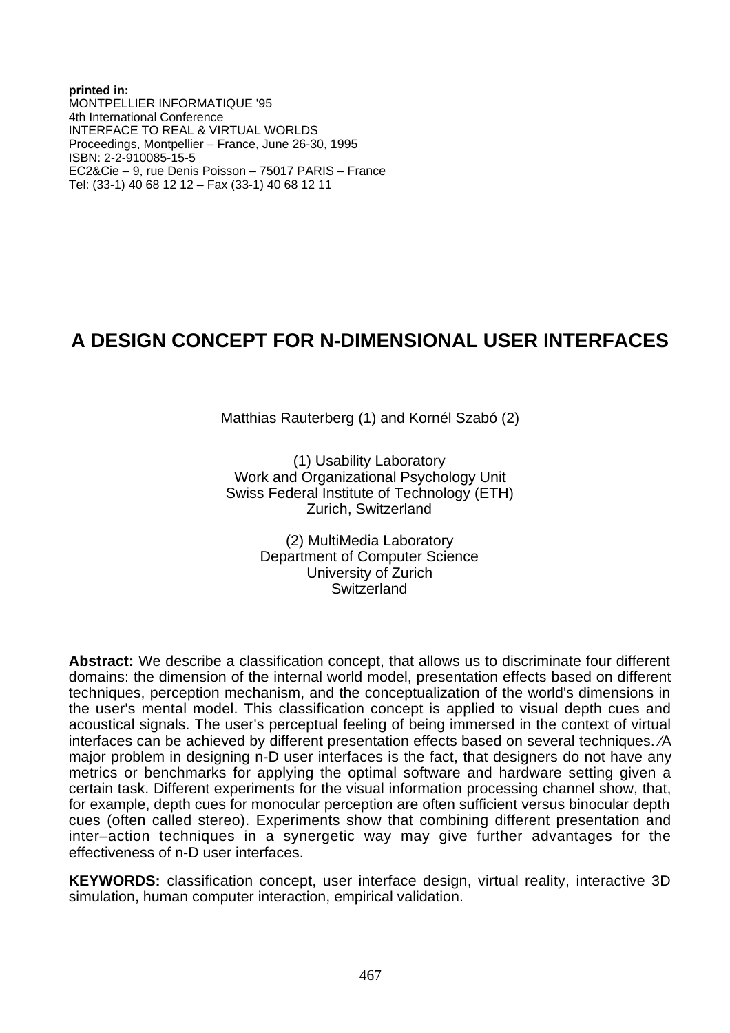**printed in:**
MONTPELLIER INFORMATIQUE '95
4th International Conference
INTERFACE TO REAL & VIRTUAL WORLDS
Proceedings, Montpellier – France, June 26-30, 1995
ISBN: 2-2-910085-15-5
EC2&Cie – 9, rue Denis Poisson – 75017 PARIS – France
Tel: (33-1) 40 68 12 12 – Fax (33-1) 40 68 12 11

# A DESIGN CONCEPT FOR N-DIMENSIONAL USER INTERFACES

Matthias Rauterberg (1) and Kornél Szabó (2)

(1) Usability Laboratory
Work and Organizational Psychology Unit
Swiss Federal Institute of Technology (ETH)
Zurich, Switzerland

(2) MultiMedia Laboratory
Department of Computer Science
University of Zurich
Switzerland

**Abstract:** We describe a classification concept, that allows us to discriminate four different domains: the dimension of the internal world model, presentation effects based on different techniques, perception mechanism, and the conceptualization of the world's dimensions in the user's mental model. This classification concept is applied to visual depth cues and acoustical signals. The user's perceptual feeling of being immersed in the context of virtual interfaces can be achieved by different presentation effects based on several techniques. A major problem in designing n-D user interfaces is the fact, that designers do not have any metrics or benchmarks for applying the optimal software and hardware setting given a certain task. Different experiments for the visual information processing channel show, that, for example, depth cues for monocular perception are often sufficient versus binocular depth cues (often called stereo). Experiments show that combining different presentation and inter–action techniques in a synergetic way may give further advantages for the effectiveness of n-D user interfaces.

**KEYWORDS:** classification concept, user interface design, virtual reality, interactive 3D simulation, human computer interaction, empirical validation.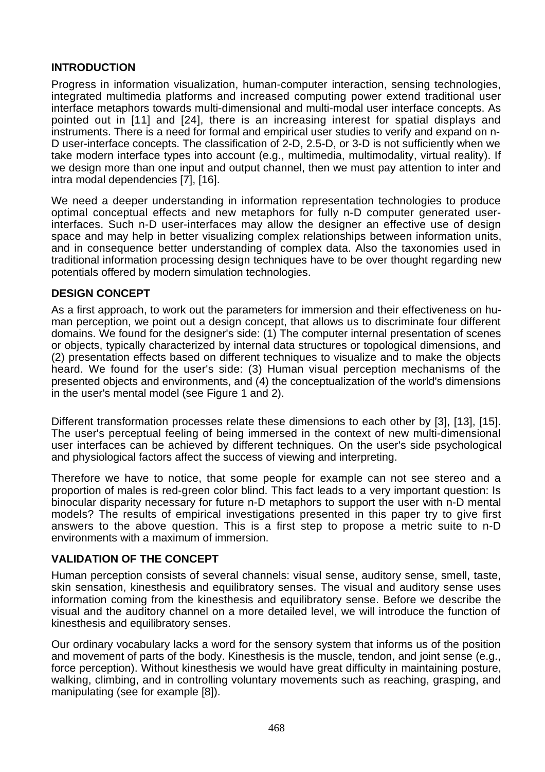## INTRODUCTION

Progress in information visualization, human-computer interaction, sensing technologies, integrated multimedia platforms and increased computing power extend traditional user interface metaphors towards multi-dimensional and multi-modal user interface concepts. As pointed out in [11] and [24], there is an increasing interest for spatial displays and instruments. There is a need for formal and empirical user studies to verify and expand on n-D user-interface concepts. The classification of 2-D, 2.5-D, or 3-D is not sufficiently when we take modern interface types into account (e.g., multimedia, multimodality, virtual reality). If we design more than one input and output channel, then we must pay attention to inter and intra modal dependencies [7], [16].

We need a deeper understanding in information representation technologies to produce optimal conceptual effects and new metaphors for fully n-D computer generated user-interfaces. Such n-D user-interfaces may allow the designer an effective use of design space and may help in better visualizing complex relationships between information units, and in consequence better understanding of complex data. Also the taxonomies used in traditional information processing design techniques have to be over thought regarding new potentials offered by modern simulation technologies.

## DESIGN CONCEPT

As a first approach, to work out the parameters for immersion and their effectiveness on human perception, we point out a design concept, that allows us to discriminate four different domains. We found for the designer's side: (1) The computer internal presentation of scenes or objects, typically characterized by internal data structures or topological dimensions, and (2) presentation effects based on different techniques to visualize and to make the objects heard. We found for the user's side: (3) Human visual perception mechanisms of the presented objects and environments, and (4) the conceptualization of the world's dimensions in the user's mental model (see Figure 1 and 2).

Different transformation processes relate these dimensions to each other by [3], [13], [15]. The user's perceptual feeling of being immersed in the context of new multi-dimensional user interfaces can be achieved by different techniques. On the user's side psychological and physiological factors affect the success of viewing and interpreting.

Therefore we have to notice, that some people for example can not see stereo and a proportion of males is red-green color blind. This fact leads to a very important question: Is binocular disparity necessary for future n-D metaphors to support the user with n-D mental models? The results of empirical investigations presented in this paper try to give first answers to the above question. This is a first step to propose a metric suite to n-D environments with a maximum of immersion.

## VALIDATION OF THE CONCEPT

Human perception consists of several channels: visual sense, auditory sense, smell, taste, skin sensation, kinesthesis and equilibratory senses. The visual and auditory sense uses information coming from the kinesthesis and equilibratory sense. Before we describe the visual and the auditory channel on a more detailed level, we will introduce the function of kinesthesis and equilibratory senses.

Our ordinary vocabulary lacks a word for the sensory system that informs us of the position and movement of parts of the body. Kinesthesis is the muscle, tendon, and joint sense (e.g., force perception). Without kinesthesis we would have great difficulty in maintaining posture, walking, climbing, and in controlling voluntary movements such as reaching, grasping, and manipulating (see for example [8]).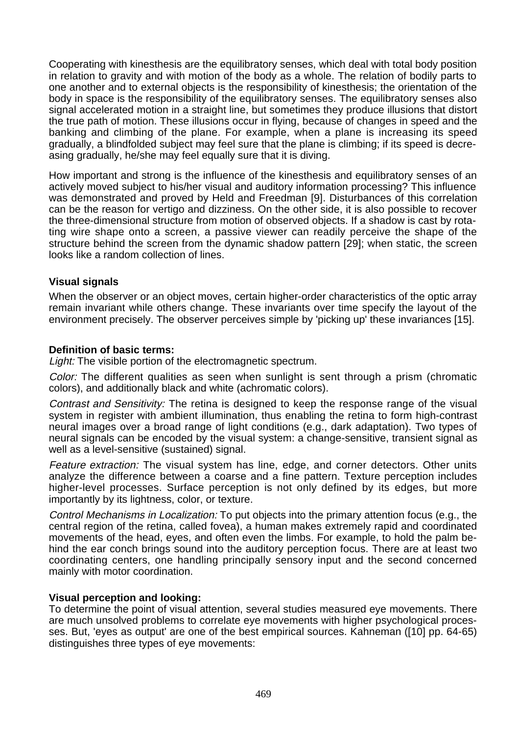Cooperating with kinesthesis are the equilibratory senses, which deal with total body position in relation to gravity and with motion of the body as a whole. The relation of bodily parts to one another and to external objects is the responsibility of kinesthesis; the orientation of the body in space is the responsibility of the equilibratory senses. The equilibratory senses also signal accelerated motion in a straight line, but sometimes they produce illusions that distort the true path of motion. These illusions occur in flying, because of changes in speed and the banking and climbing of the plane. For example, when a plane is increasing its speed gradually, a blindfolded subject may feel sure that the plane is climbing; if its speed is decreasing gradually, he/she may feel equally sure that it is diving.

How important and strong is the influence of the kinesthesis and equilibratory senses of an actively moved subject to his/her visual and auditory information processing? This influence was demonstrated and proved by Held and Freedman [9]. Disturbances of this correlation can be the reason for vertigo and dizziness. On the other side, it is also possible to recover the three-dimensional structure from motion of observed objects. If a shadow is cast by rotating wire shape onto a screen, a passive viewer can readily perceive the shape of the structure behind the screen from the dynamic shadow pattern [29]; when static, the screen looks like a random collection of lines.

**Visual signals**

When the observer or an object moves, certain higher-order characteristics of the optic array remain invariant while others change. These invariants over time specify the layout of the environment precisely. The observer perceives simple by 'picking up' these invariances [15].

**Definition of basic terms:**

*Light:* The visible portion of the electromagnetic spectrum.

*Color:* The different qualities as seen when sunlight is sent through a prism (chromatic colors), and additionally black and white (achromatic colors).

*Contrast and Sensitivity:* The retina is designed to keep the response range of the visual system in register with ambient illumination, thus enabling the retina to form high-contrast neural images over a broad range of light conditions (e.g., dark adaptation). Two types of neural signals can be encoded by the visual system: a change-sensitive, transient signal as well as a level-sensitive (sustained) signal.

*Feature extraction:* The visual system has line, edge, and corner detectors. Other units analyze the difference between a coarse and a fine pattern. Texture perception includes higher-level processes. Surface perception is not only defined by its edges, but more importantly by its lightness, color, or texture.

*Control Mechanisms in Localization:* To put objects into the primary attention focus (e.g., the central region of the retina, called fovea), a human makes extremely rapid and coordinated movements of the head, eyes, and often even the limbs. For example, to hold the palm behind the ear conch brings sound into the auditory perception focus. There are at least two coordinating centers, one handling principally sensory input and the second concerned mainly with motor coordination.

**Visual perception and looking:**

To determine the point of visual attention, several studies measured eye movements. There are much unsolved problems to correlate eye movements with higher psychological processes. But, 'eyes as output' are one of the best empirical sources. Kahneman ([10] pp. 64-65) distinguishes three types of eye movements: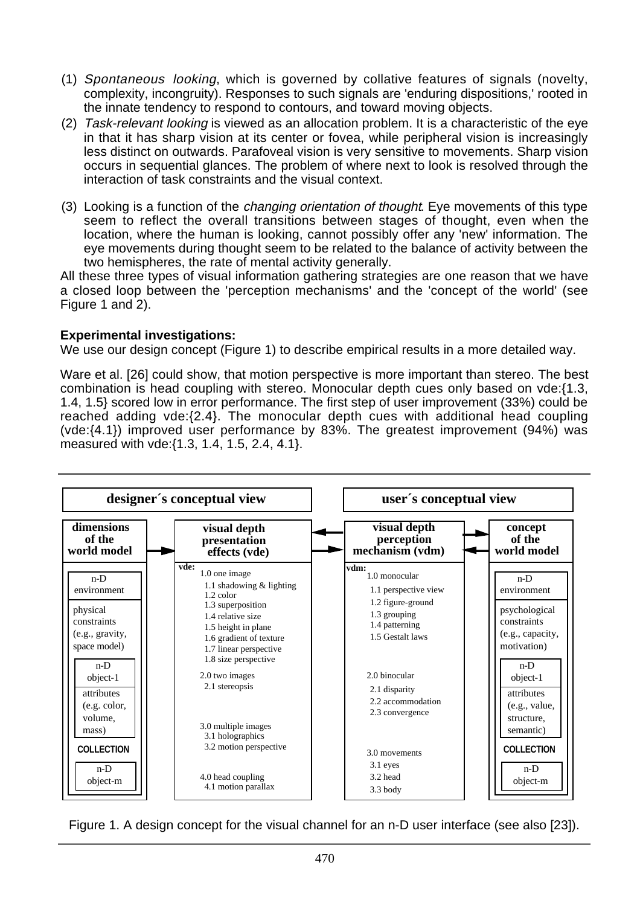(1) *Spontaneous looking*, which is governed by collative features of signals (novelty, complexity, incongruity). Responses to such signals are 'enduring dispositions,' rooted in the innate tendency to respond to contours, and toward moving objects.

(2) *Task-relevant looking* is viewed as an allocation problem. It is a characteristic of the eye in that it has sharp vision at its center or fovea, while peripheral vision is increasingly less distinct on outwards. Parafoveal vision is very sensitive to movements. Sharp vision occurs in sequential glances. The problem of where next to look is resolved through the interaction of task constraints and the visual context.

(3) Looking is a function of the *changing orientation of thought*. Eye movements of this type seem to reflect the overall transitions between stages of thought, even when the location, where the human is looking, cannot possibly offer any 'new' information. The eye movements during thought seem to be related to the balance of activity between the two hemispheres, the rate of mental activity generally.

All these three types of visual information gathering strategies are one reason that we have a closed loop between the 'perception mechanisms' and the 'concept of the world' (see Figure 1 and 2).

**Experimental investigations:**
We use our design concept (Figure 1) to describe empirical results in a more detailed way.

Ware et al. [26] could show, that motion perspective is more important than stereo. The best combination is head coupling with stereo. Monocular depth cues only based on vde:{1.3, 1.4, 1.5} scored low in error performance. The first step of user improvement (33%) could be reached adding vde:{2.4}. The monocular depth cues with additional head coupling (vde:{4.1}) improved user performance by 83%. The greatest improvement (94%) was measured with vde:{1.3, 1.4, 1.5, 2.4, 4.1}.

| designer´s conceptual view | | user´s conceptual view | |
|---|---|---|---|
| **dimensions of the world model** | **visual depth presentation effects (vde)** | **visual depth perception mechanism (vdm)** | **concept of the world model** |
| n-D environment; physical constraints (e.g., gravity, space model); n-D object-1: attributes (e.g. color, volume, mass); COLLECTION; n-D object-m | **vde:** 1.0 one image: 1.1 shadowing & lighting, 1.2 color, 1.3 superposition, 1.4 relative size, 1.5 height in plane, 1.6 gradient of texture, 1.7 linear perspective, 1.8 size perspective; 2.0 two images: 2.1 stereopsis; 3.0 multiple images: 3.1 holographics, 3.2 motion perspective; 4.0 head coupling: 4.1 motion parallax | **vdm:** 1.0 monocular: 1.1 perspective view, 1.2 figure-ground, 1.3 grouping, 1.4 patterning, 1.5 Gestalt laws; 2.0 binocular: 2.1 disparity, 2.2 accommodation, 2.3 convergence; 3.0 movements: 3.1 eyes, 3.2 head, 3.3 body | n-D environment; psychological constraints (e.g., capacity, motivation); n-D object-1: attributes (e.g., value, structure, semantic); COLLECTION; n-D object-m |

Figure 1. A design concept for the visual channel for an n-D user interface (see also [23]).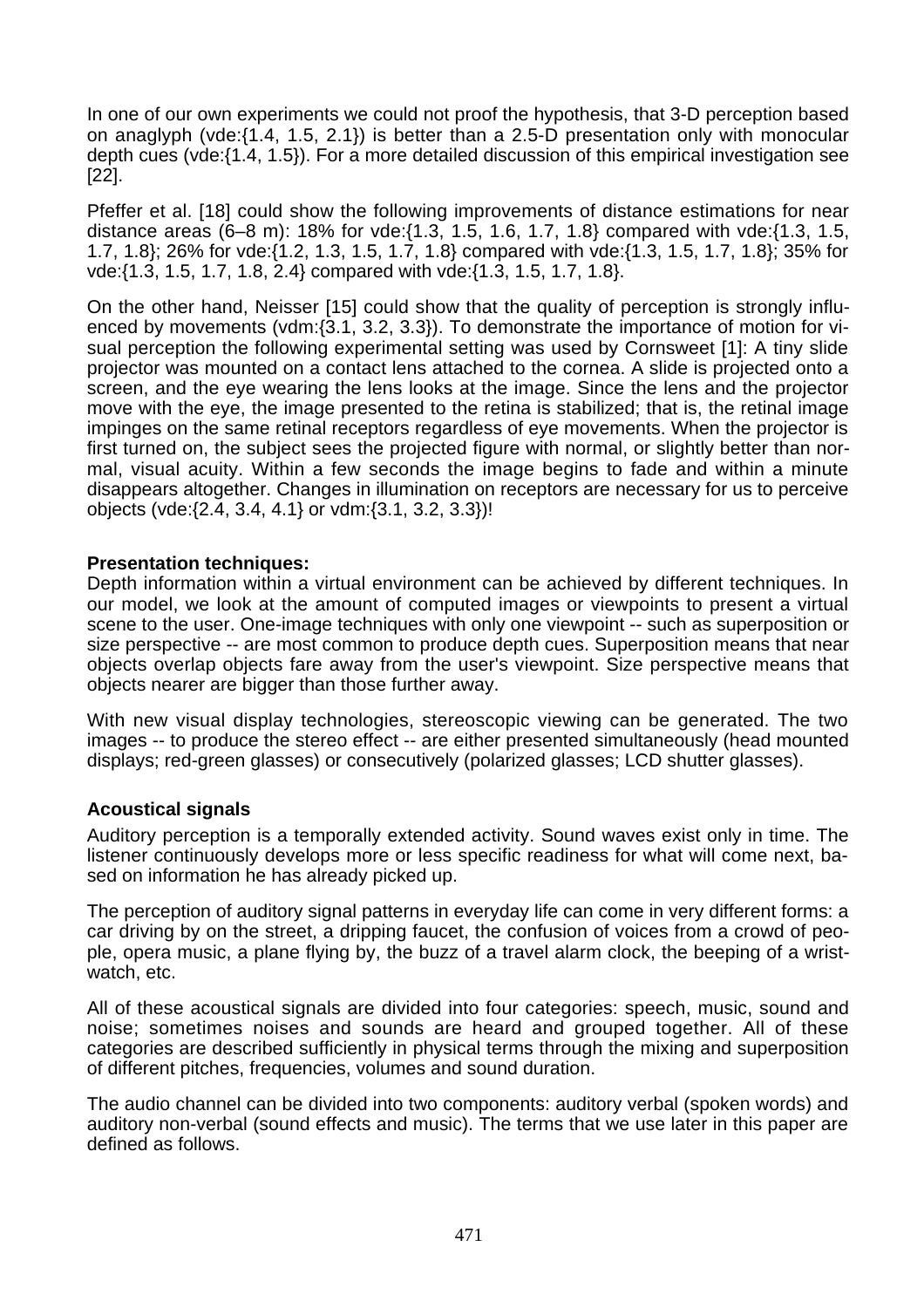In one of our own experiments we could not proof the hypothesis, that 3-D perception based on anaglyph (vde:{1.4, 1.5, 2.1}) is better than a 2.5-D presentation only with monocular depth cues (vde:{1.4, 1.5}). For a more detailed discussion of this empirical investigation see [22].

Pfeffer et al. [18] could show the following improvements of distance estimations for near distance areas (6–8 m): 18% for vde:{1.3, 1.5, 1.6, 1.7, 1.8} compared with vde:{1.3, 1.5, 1.7, 1.8}; 26% for vde:{1.2, 1.3, 1.5, 1.7, 1.8} compared with vde:{1.3, 1.5, 1.7, 1.8}; 35% for vde:{1.3, 1.5, 1.7, 1.8, 2.4} compared with vde:{1.3, 1.5, 1.7, 1.8}.

On the other hand, Neisser [15] could show that the quality of perception is strongly influenced by movements (vdm:{3.1, 3.2, 3.3}). To demonstrate the importance of motion for visual perception the following experimental setting was used by Cornsweet [1]: A tiny slide projector was mounted on a contact lens attached to the cornea. A slide is projected onto a screen, and the eye wearing the lens looks at the image. Since the lens and the projector move with the eye, the image presented to the retina is stabilized; that is, the retinal image impinges on the same retinal receptors regardless of eye movements. When the projector is first turned on, the subject sees the projected figure with normal, or slightly better than normal, visual acuity. Within a few seconds the image begins to fade and within a minute disappears altogether. Changes in illumination on receptors are necessary for us to perceive objects (vde:{2.4, 3.4, 4.1} or vdm:{3.1, 3.2, 3.3})!

**Presentation techniques:**
Depth information within a virtual environment can be achieved by different techniques. In our model, we look at the amount of computed images or viewpoints to present a virtual scene to the user. One-image techniques with only one viewpoint -- such as superposition or size perspective -- are most common to produce depth cues. Superposition means that near objects overlap objects fare away from the user's viewpoint. Size perspective means that objects nearer are bigger than those further away.

With new visual display technologies, stereoscopic viewing can be generated. The two images -- to produce the stereo effect -- are either presented simultaneously (head mounted displays; red-green glasses) or consecutively (polarized glasses; LCD shutter glasses).

**Acoustical signals**

Auditory perception is a temporally extended activity. Sound waves exist only in time. The listener continuously develops more or less specific readiness for what will come next, based on information he has already picked up.

The perception of auditory signal patterns in everyday life can come in very different forms: a car driving by on the street, a dripping faucet, the confusion of voices from a crowd of people, opera music, a plane flying by, the buzz of a travel alarm clock, the beeping of a wristwatch, etc.

All of these acoustical signals are divided into four categories: speech, music, sound and noise; sometimes noises and sounds are heard and grouped together. All of these categories are described sufficiently in physical terms through the mixing and superposition of different pitches, frequencies, volumes and sound duration.

The audio channel can be divided into two components: auditory verbal (spoken words) and auditory non-verbal (sound effects and music). The terms that we use later in this paper are defined as follows.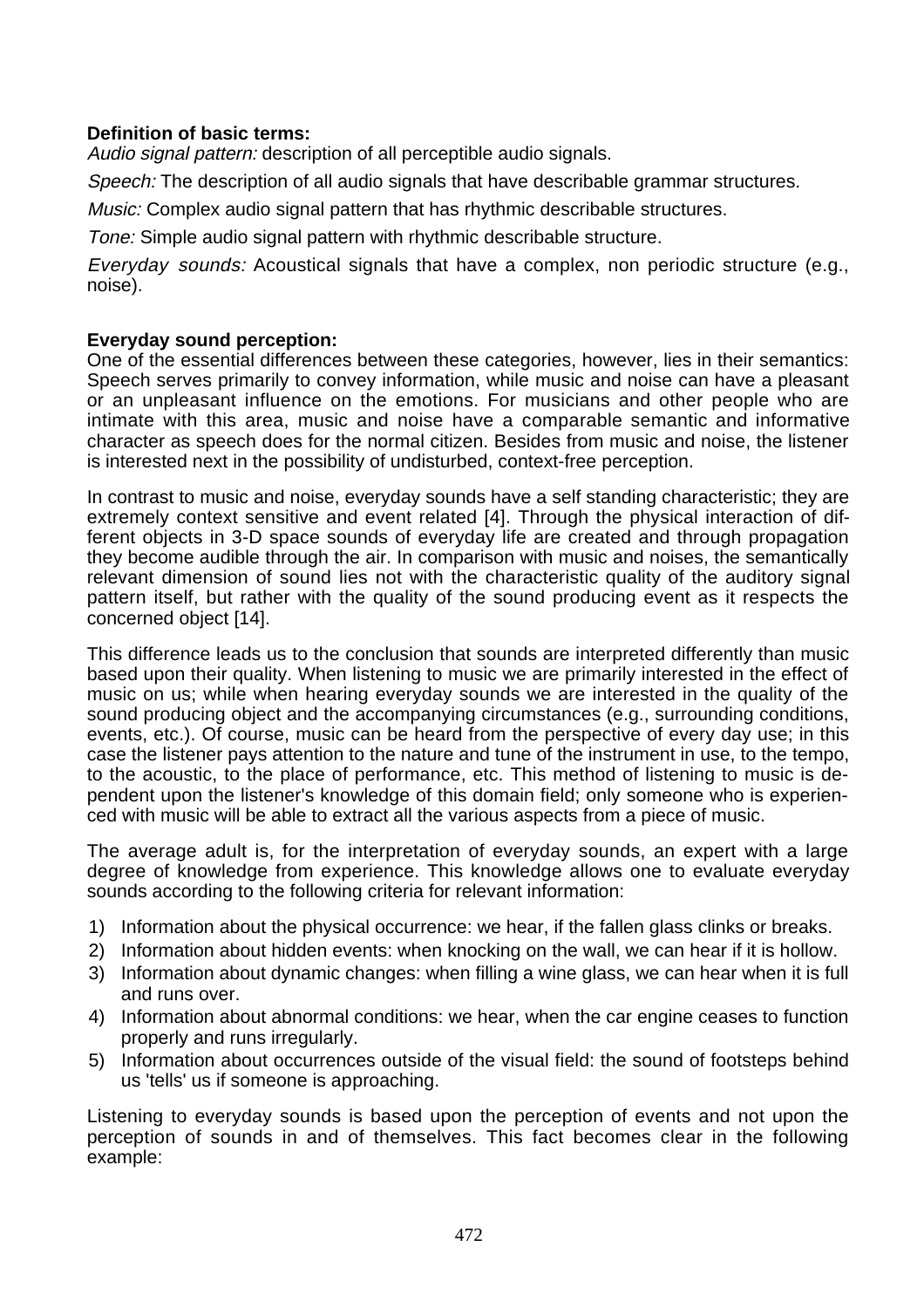**Definition of basic terms:**

*Audio signal pattern:* description of all perceptible audio signals.

*Speech:* The description of all audio signals that have describable grammar structures.

*Music:* Complex audio signal pattern that has rhythmic describable structures.

*Tone:* Simple audio signal pattern with rhythmic describable structure.

*Everyday sounds:* Acoustical signals that have a complex, non periodic structure (e.g., noise).

**Everyday sound perception:**

One of the essential differences between these categories, however, lies in their semantics: Speech serves primarily to convey information, while music and noise can have a pleasant or an unpleasant influence on the emotions. For musicians and other people who are intimate with this area, music and noise have a comparable semantic and informative character as speech does for the normal citizen. Besides from music and noise, the listener is interested next in the possibility of undisturbed, context-free perception.

In contrast to music and noise, everyday sounds have a self standing characteristic; they are extremely context sensitive and event related [4]. Through the physical interaction of different objects in 3-D space sounds of everyday life are created and through propagation they become audible through the air. In comparison with music and noises, the semantically relevant dimension of sound lies not with the characteristic quality of the auditory signal pattern itself, but rather with the quality of the sound producing event as it respects the concerned object [14].

This difference leads us to the conclusion that sounds are interpreted differently than music based upon their quality. When listening to music we are primarily interested in the effect of music on us; while when hearing everyday sounds we are interested in the quality of the sound producing object and the accompanying circumstances (e.g., surrounding conditions, events, etc.). Of course, music can be heard from the perspective of every day use; in this case the listener pays attention to the nature and tune of the instrument in use, to the tempo, to the acoustic, to the place of performance, etc. This method of listening to music is dependent upon the listener's knowledge of this domain field; only someone who is experienced with music will be able to extract all the various aspects from a piece of music.

The average adult is, for the interpretation of everyday sounds, an expert with a large degree of knowledge from experience. This knowledge allows one to evaluate everyday sounds according to the following criteria for relevant information:

1) Information about the physical occurrence: we hear, if the fallen glass clinks or breaks.
2) Information about hidden events: when knocking on the wall, we can hear if it is hollow.
3) Information about dynamic changes: when filling a wine glass, we can hear when it is full and runs over.
4) Information about abnormal conditions: we hear, when the car engine ceases to function properly and runs irregularly.
5) Information about occurrences outside of the visual field: the sound of footsteps behind us 'tells' us if someone is approaching.

Listening to everyday sounds is based upon the perception of events and not upon the perception of sounds in and of themselves. This fact becomes clear in the following example: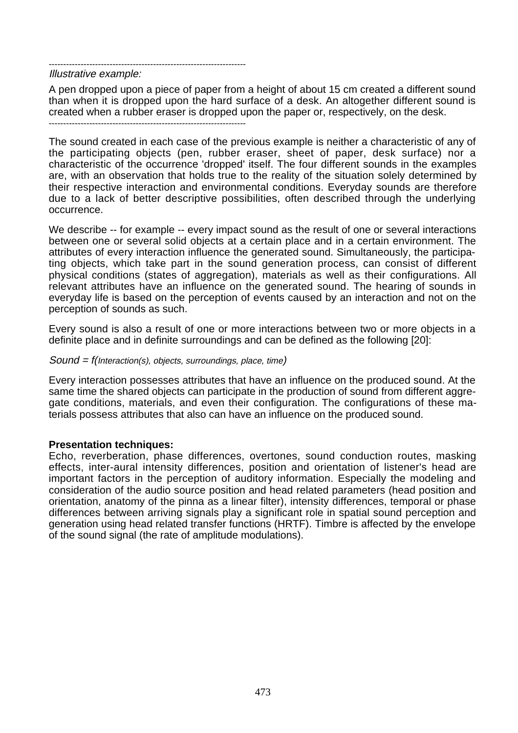--------------------------------------------------------------------

*Illustrative example:*

A pen dropped upon a piece of paper from a height of about 15 cm created a different sound than when it is dropped upon the hard surface of a desk. An altogether different sound is created when a rubber eraser is dropped upon the paper or, respectively, on the desk.

--------------------------------------------------------------------

The sound created in each case of the previous example is neither a characteristic of any of the participating objects (pen, rubber eraser, sheet of paper, desk surface) nor a characteristic of the occurrence 'dropped' itself. The four different sounds in the examples are, with an observation that holds true to the reality of the situation solely determined by their respective interaction and environmental conditions. Everyday sounds are therefore due to a lack of better descriptive possibilities, often described through the underlying occurrence.

We describe -- for example -- every impact sound as the result of one or several interactions between one or several solid objects at a certain place and in a certain environment. The attributes of every interaction influence the generated sound. Simultaneously, the participating objects, which take part in the sound generation process, can consist of different physical conditions (states of aggregation), materials as well as their configurations. All relevant attributes have an influence on the generated sound. The hearing of sounds in everyday life is based on the perception of events caused by an interaction and not on the perception of sounds as such.

Every sound is also a result of one or more interactions between two or more objects in a definite place and in definite surroundings and can be defined as the following [20]:

*Sound = f(Interaction(s), objects, surroundings, place, time)*

Every interaction possesses attributes that have an influence on the produced sound. At the same time the shared objects can participate in the production of sound from different aggregate conditions, materials, and even their configuration. The configurations of these materials possess attributes that also can have an influence on the produced sound.

**Presentation techniques:**
Echo, reverberation, phase differences, overtones, sound conduction routes, masking effects, inter-aural intensity differences, position and orientation of listener's head are important factors in the perception of auditory information. Especially the modeling and consideration of the audio source position and head related parameters (head position and orientation, anatomy of the pinna as a linear filter), intensity differences, temporal or phase differences between arriving signals play a significant role in spatial sound perception and generation using head related transfer functions (HRTF). Timbre is affected by the envelope of the sound signal (the rate of amplitude modulations).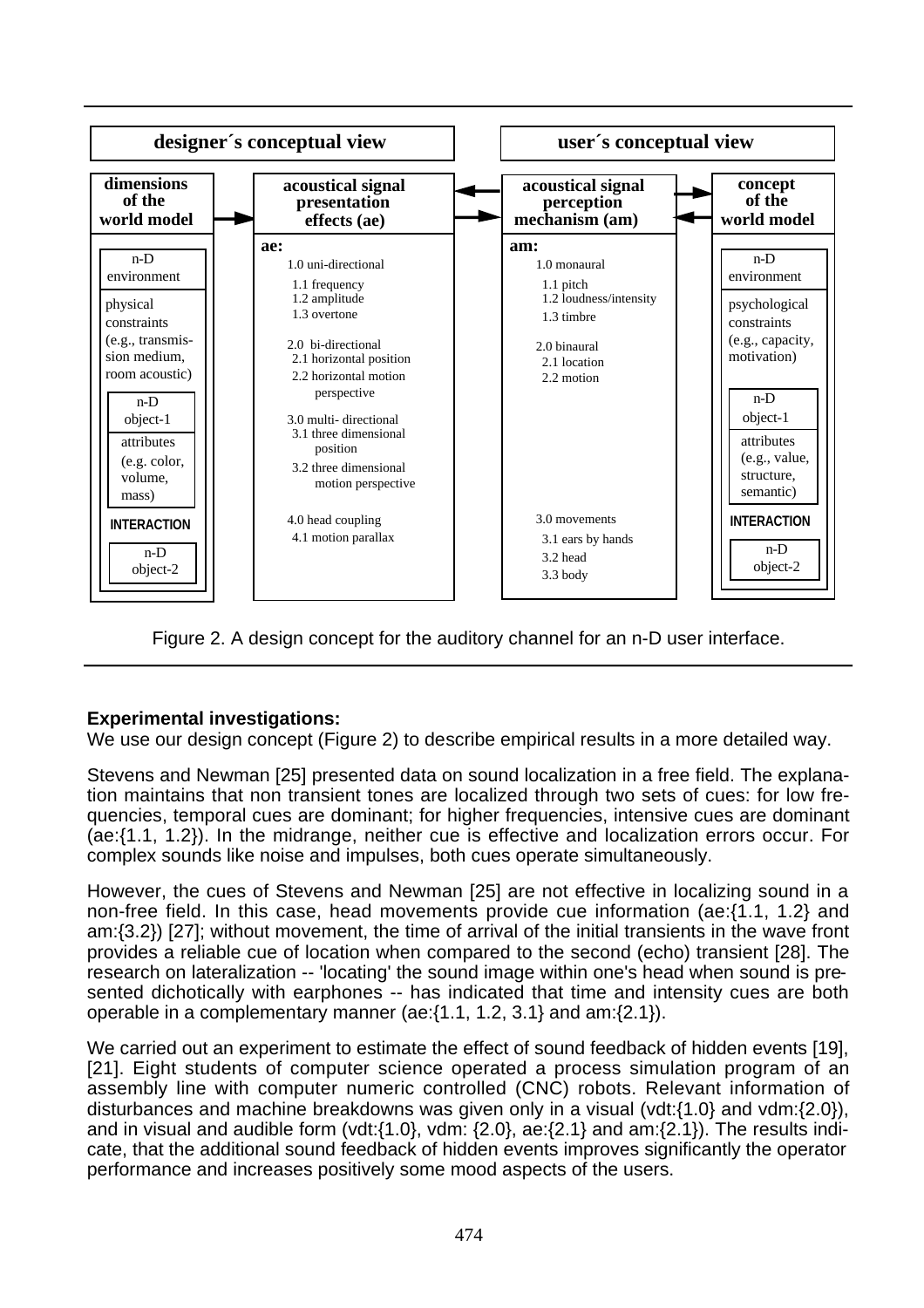| designer´s conceptual view | | user´s conceptual view | |
|---|---|---|---|
| **dimensions of the world model** | **acoustical signal presentation effects (ae)** | **acoustical signal perception mechanism (am)** | **concept of the world model** |
| n-D environment | **ae:** | **am:** | n-D environment |
| physical constraints (e.g., transmission medium, room acoustic) | 1.0 uni-directional<br>1.1 frequency<br>1.2 amplitude<br>1.3 overtone | 1.0 monaural<br>1.1 pitch<br>1.2 loudness/intensity<br>1.3 timbre | psychological constraints (e.g., capacity, motivation) |
| n-D object-1 | 2.0 bi-directional<br>2.1 horizontal position<br>2.2 horizontal motion perspective | 2.0 binaural<br>2.1 location<br>2.2 motion | n-D object-1 |
| attributes (e.g. color, volume, mass) | 3.0 multi- directional<br>3.1 three dimensional position<br>3.2 three dimensional motion perspective | | attributes (e.g., value, structure, semantic) |
| INTERACTION | 4.0 head coupling<br>4.1 motion parallax | 3.0 movements<br>3.1 ears by hands<br>3.2 head<br>3.3 body | INTERACTION |
| n-D object-2 | | | n-D object-2 |

Figure 2. A design concept for the auditory channel for an n-D user interface.

**Experimental investigations:**

We use our design concept (Figure 2) to describe empirical results in a more detailed way.

Stevens and Newman [25] presented data on sound localization in a free field. The explanation maintains that non transient tones are localized through two sets of cues: for low frequencies, temporal cues are dominant; for higher frequencies, intensive cues are dominant (ae:{1.1, 1.2}). In the midrange, neither cue is effective and localization errors occur. For complex sounds like noise and impulses, both cues operate simultaneously.

However, the cues of Stevens and Newman [25] are not effective in localizing sound in a non-free field. In this case, head movements provide cue information (ae:{1.1, 1.2} and am:{3.2}) [27]; without movement, the time of arrival of the initial transients in the wave front provides a reliable cue of location when compared to the second (echo) transient [28]. The research on lateralization -- 'locating' the sound image within one's head when sound is presented dichotically with earphones -- has indicated that time and intensity cues are both operable in a complementary manner (ae:{1.1, 1.2, 3.1} and am:{2.1}).

We carried out an experiment to estimate the effect of sound feedback of hidden events [19], [21]. Eight students of computer science operated a process simulation program of an assembly line with computer numeric controlled (CNC) robots. Relevant information of disturbances and machine breakdowns was given only in a visual (vdt:{1.0} and vdm:{2.0}), and in visual and audible form (vdt:{1.0}, vdm: {2.0}, ae:{2.1} and am:{2.1}). The results indicate, that the additional sound feedback of hidden events improves significantly the operator performance and increases positively some mood aspects of the users.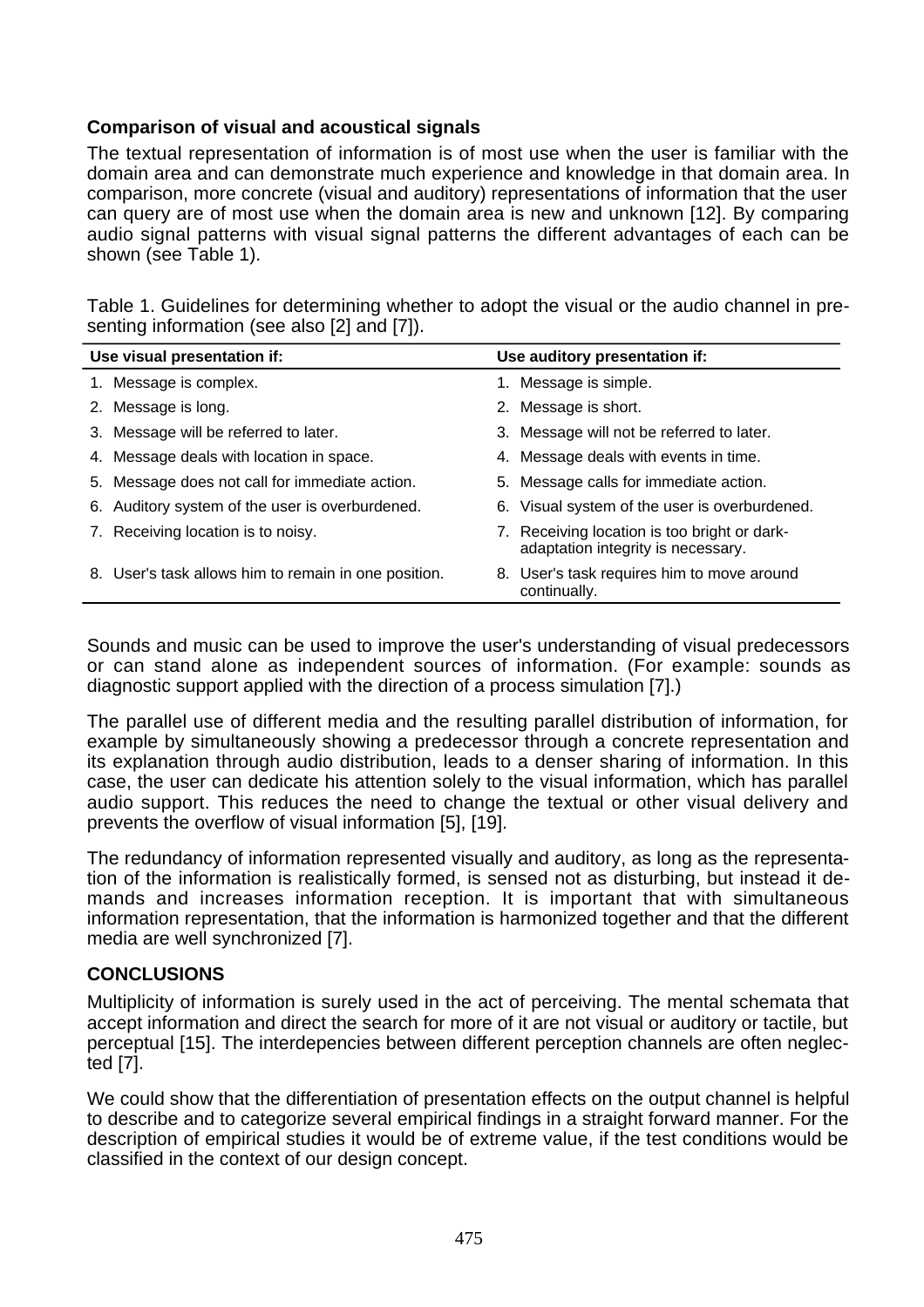### Comparison of visual and acoustical signals

The textual representation of information is of most use when the user is familiar with the domain area and can demonstrate much experience and knowledge in that domain area. In comparison, more concrete (visual and auditory) representations of information that the user can query are of most use when the domain area is new and unknown [12]. By comparing audio signal patterns with visual signal patterns the different advantages of each can be shown (see Table 1).

Table 1. Guidelines for determining whether to adopt the visual or the audio channel in presenting information (see also [2] and [7]).

| Use visual presentation if: | Use auditory presentation if: |
|---|---|
| 1. Message is complex. | 1. Message is simple. |
| 2. Message is long. | 2. Message is short. |
| 3. Message will be referred to later. | 3. Message will not be referred to later. |
| 4. Message deals with location in space. | 4. Message deals with events in time. |
| 5. Message does not call for immediate action. | 5. Message calls for immediate action. |
| 6. Auditory system of the user is overburdened. | 6. Visual system of the user is overburdened. |
| 7. Receiving location is to noisy. | 7. Receiving location is too bright or dark-adaptation integrity is necessary. |
| 8. User's task allows him to remain in one position. | 8. User's task requires him to move around continually. |

Sounds and music can be used to improve the user's understanding of visual predecessors or can stand alone as independent sources of information. (For example: sounds as diagnostic support applied with the direction of a process simulation [7].)

The parallel use of different media and the resulting parallel distribution of information, for example by simultaneously showing a predecessor through a concrete representation and its explanation through audio distribution, leads to a denser sharing of information. In this case, the user can dedicate his attention solely to the visual information, which has parallel audio support. This reduces the need to change the textual or other visual delivery and prevents the overflow of visual information [5], [19].

The redundancy of information represented visually and auditory, as long as the representation of the information is realistically formed, is sensed not as disturbing, but instead it demands and increases information reception. It is important that with simultaneous information representation, that the information is harmonized together and that the different media are well synchronized [7].

## CONCLUSIONS

Multiplicity of information is surely used in the act of perceiving. The mental schemata that accept information and direct the search for more of it are not visual or auditory or tactile, but perceptual [15]. The interdepencies between different perception channels are often neglected [7].

We could show that the differentiation of presentation effects on the output channel is helpful to describe and to categorize several empirical findings in a straight forward manner. For the description of empirical studies it would be of extreme value, if the test conditions would be classified in the context of our design concept.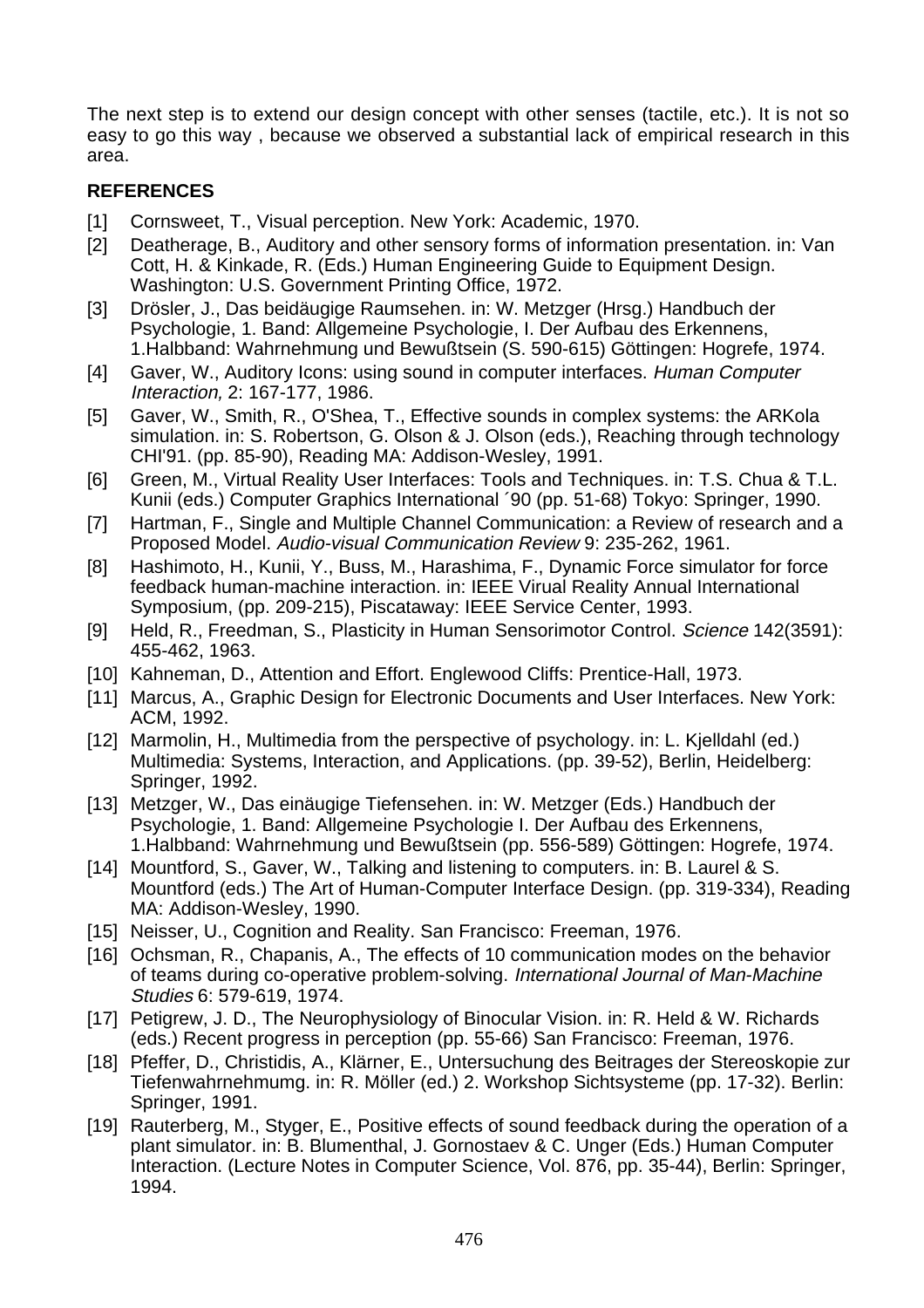The next step is to extend our design concept with other senses (tactile, etc.). It is not so easy to go this way , because we observed a substantial lack of empirical research in this area.

## REFERENCES

[1] Cornsweet, T., Visual perception. New York: Academic, 1970.

[2] Deatherage, B., Auditory and other sensory forms of information presentation. in: Van Cott, H. & Kinkade, R. (Eds.) Human Engineering Guide to Equipment Design. Washington: U.S. Government Printing Office, 1972.

[3] Drösler, J., Das beidäugige Raumsehen. in: W. Metzger (Hrsg.) Handbuch der Psychologie, 1. Band: Allgemeine Psychologie, I. Der Aufbau des Erkennens, 1.Halbband: Wahrnehmung und Bewußtsein (S. 590-615) Göttingen: Hogrefe, 1974.

[4] Gaver, W., Auditory Icons: using sound in computer interfaces. *Human Computer Interaction,* 2: 167-177, 1986.

[5] Gaver, W., Smith, R., O'Shea, T., Effective sounds in complex systems: the ARKola simulation. in: S. Robertson, G. Olson & J. Olson (eds.), Reaching through technology CHI'91. (pp. 85-90), Reading MA: Addison-Wesley, 1991.

[6] Green, M., Virtual Reality User Interfaces: Tools and Techniques. in: T.S. Chua & T.L. Kunii (eds.) Computer Graphics International ´90 (pp. 51-68) Tokyo: Springer, 1990.

[7] Hartman, F., Single and Multiple Channel Communication: a Review of research and a Proposed Model. *Audio-visual Communication Review* 9: 235-262, 1961.

[8] Hashimoto, H., Kunii, Y., Buss, M., Harashima, F., Dynamic Force simulator for force feedback human-machine interaction. in: IEEE Virual Reality Annual International Symposium, (pp. 209-215), Piscataway: IEEE Service Center, 1993.

[9] Held, R., Freedman, S., Plasticity in Human Sensorimotor Control. *Science* 142(3591): 455-462, 1963.

[10] Kahneman, D., Attention and Effort. Englewood Cliffs: Prentice-Hall, 1973.

[11] Marcus, A., Graphic Design for Electronic Documents and User Interfaces. New York: ACM, 1992.

[12] Marmolin, H., Multimedia from the perspective of psychology. in: L. Kjelldahl (ed.) Multimedia: Systems, Interaction, and Applications. (pp. 39-52), Berlin, Heidelberg: Springer, 1992.

[13] Metzger, W., Das einäugige Tiefensehen. in: W. Metzger (Eds.) Handbuch der Psychologie, 1. Band: Allgemeine Psychologie I. Der Aufbau des Erkennens, 1.Halbband: Wahrnehmung und Bewußtsein (pp. 556-589) Göttingen: Hogrefe, 1974.

[14] Mountford, S., Gaver, W., Talking and listening to computers. in: B. Laurel & S. Mountford (eds.) The Art of Human-Computer Interface Design. (pp. 319-334), Reading MA: Addison-Wesley, 1990.

[15] Neisser, U., Cognition and Reality. San Francisco: Freeman, 1976.

[16] Ochsman, R., Chapanis, A., The effects of 10 communication modes on the behavior of teams during co-operative problem-solving. *International Journal of Man-Machine Studies* 6: 579-619, 1974.

[17] Petigrew, J. D., The Neurophysiology of Binocular Vision. in: R. Held & W. Richards (eds.) Recent progress in perception (pp. 55-66) San Francisco: Freeman, 1976.

[18] Pfeffer, D., Christidis, A., Klärner, E., Untersuchung des Beitrages der Stereoskopie zur Tiefenwahrnehmumg. in: R. Möller (ed.) 2. Workshop Sichtsysteme (pp. 17-32). Berlin: Springer, 1991.

[19] Rauterberg, M., Styger, E., Positive effects of sound feedback during the operation of a plant simulator. in: B. Blumenthal, J. Gornostaev & C. Unger (Eds.) Human Computer Interaction. (Lecture Notes in Computer Science, Vol. 876, pp. 35-44), Berlin: Springer, 1994.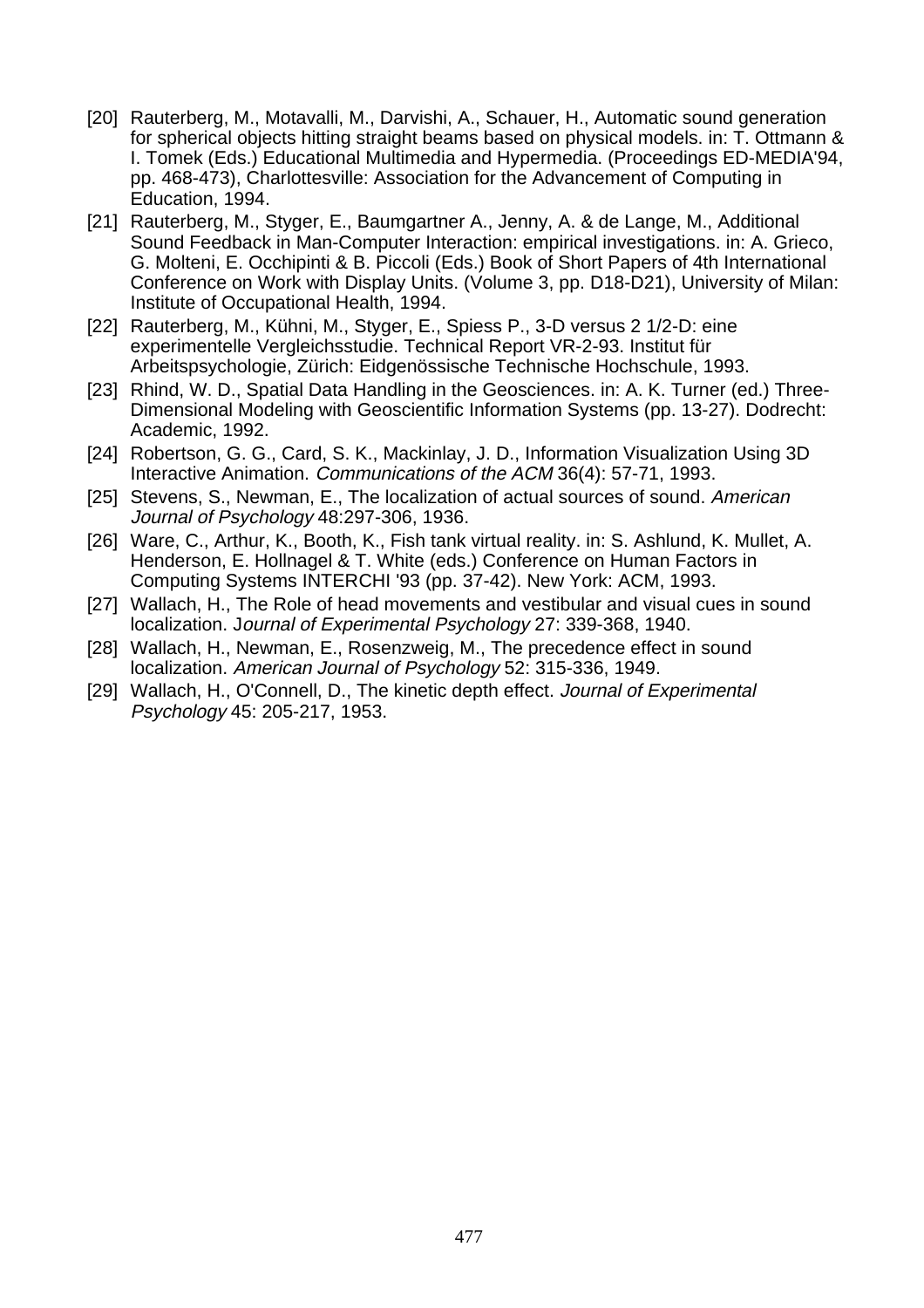[20] Rauterberg, M., Motavalli, M., Darvishi, A., Schauer, H., Automatic sound generation for spherical objects hitting straight beams based on physical models. in: T. Ottmann & I. Tomek (Eds.) Educational Multimedia and Hypermedia. (Proceedings ED-MEDIA'94, pp. 468-473), Charlottesville: Association for the Advancement of Computing in Education, 1994.

[21] Rauterberg, M., Styger, E., Baumgartner A., Jenny, A. & de Lange, M., Additional Sound Feedback in Man-Computer Interaction: empirical investigations. in: A. Grieco, G. Molteni, E. Occhipinti & B. Piccoli (Eds.) Book of Short Papers of 4th International Conference on Work with Display Units. (Volume 3, pp. D18-D21), University of Milan: Institute of Occupational Health, 1994.

[22] Rauterberg, M., Kühni, M., Styger, E., Spiess P., 3-D versus 2 1/2-D: eine experimentelle Vergleichsstudie. Technical Report VR-2-93. Institut für Arbeitspsychologie, Zürich: Eidgenössische Technische Hochschule, 1993.

[23] Rhind, W. D., Spatial Data Handling in the Geosciences. in: A. K. Turner (ed.) Three-Dimensional Modeling with Geoscientific Information Systems (pp. 13-27). Dodrecht: Academic, 1992.

[24] Robertson, G. G., Card, S. K., Mackinlay, J. D., Information Visualization Using 3D Interactive Animation. *Communications of the ACM* 36(4): 57-71, 1993.

[25] Stevens, S., Newman, E., The localization of actual sources of sound. *American Journal of Psychology* 48:297-306, 1936.

[26] Ware, C., Arthur, K., Booth, K., Fish tank virtual reality. in: S. Ashlund, K. Mullet, A. Henderson, E. Hollnagel & T. White (eds.) Conference on Human Factors in Computing Systems INTERCHI '93 (pp. 37-42). New York: ACM, 1993.

[27] Wallach, H., The Role of head movements and vestibular and visual cues in sound localization. J*ournal of Experimental Psychology* 27: 339-368, 1940.

[28] Wallach, H., Newman, E., Rosenzweig, M., The precedence effect in sound localization. *American Journal of Psychology* 52: 315-336, 1949.

[29] Wallach, H., O'Connell, D., The kinetic depth effect. *Journal of Experimental Psychology* 45: 205-217, 1953.